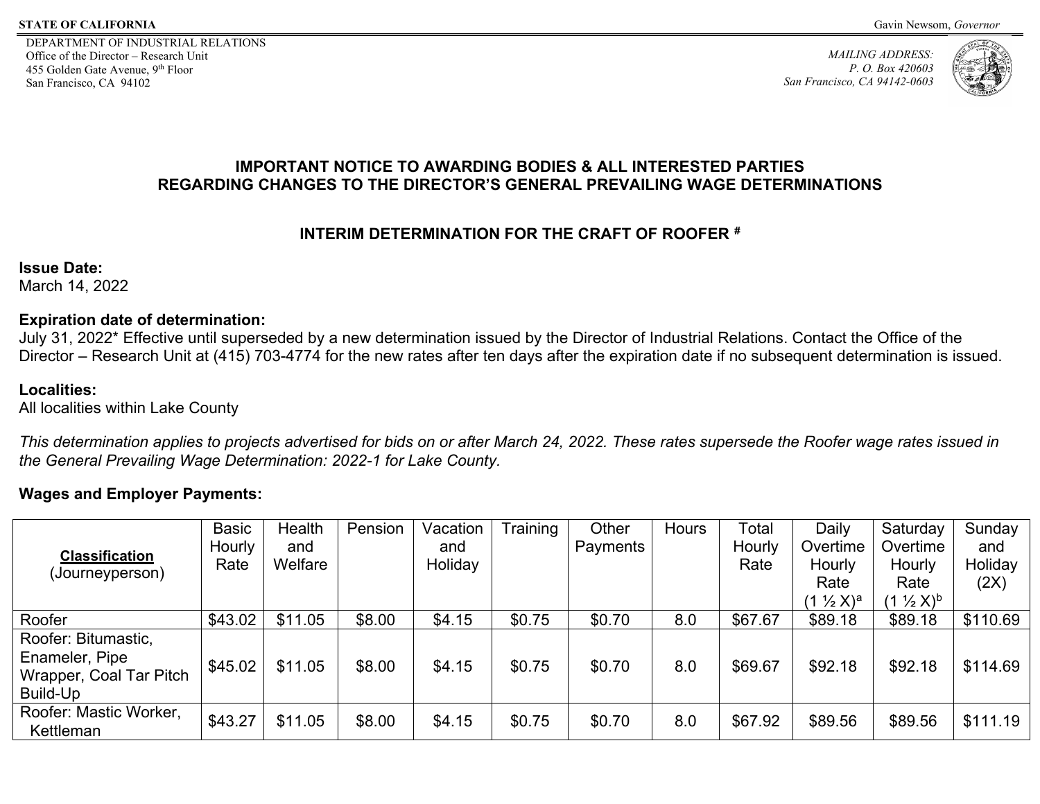**STATE OF CALIFORNIA** Gavin Newsom, *Governor*

DEPARTMENT OF INDUSTRIAL RELATIONS
Office of the Director – Research Unit
455 Golden Gate Avenue, 9th Floor
San Francisco, CA 94102

*MAILING ADDRESS:*
*P. O. Box 420603*
*San Francisco, CA 94142-0603*

## IMPORTANT NOTICE TO AWARDING BODIES & ALL INTERESTED PARTIES REGARDING CHANGES TO THE DIRECTOR'S GENERAL PREVAILING WAGE DETERMINATIONS

### INTERIM DETERMINATION FOR THE CRAFT OF ROOFER [#]

**Issue Date:**
March 14, 2022

**Expiration date of determination:**
July 31, 2022* Effective until superseded by a new determination issued by the Director of Industrial Relations. Contact the Office of the Director – Research Unit at (415) 703-4774 for the new rates after ten days after the expiration date if no subsequent determination is issued.

**Localities:**
All localities within Lake County

*This determination applies to projects advertised for bids on or after March 24, 2022. These rates supersede the Roofer wage rates issued in the General Prevailing Wage Determination: 2022-1 for Lake County.*

**Wages and Employer Payments:**

| **Classification** (Journeyperson) | Basic Hourly Rate | Health and Welfare | Pension | Vacation and Holiday | Training | Other Payments | Hours | Total Hourly Rate | Daily Overtime Hourly Rate (1 ½ X)[a] | Saturday Overtime Hourly Rate (1 ½ X)[b] | Sunday and Holiday (2X) |
|---|---|---|---|---|---|---|---|---|---|---|---|
| Roofer | $43.02 | $11.05 | $8.00 | $4.15 | $0.75 | $0.70 | 8.0 | $67.67 | $89.18 | $89.18 | $110.69 |
| Roofer: Bitumastic, Enameler, Pipe Wrapper, Coal Tar Pitch Build-Up | $45.02 | $11.05 | $8.00 | $4.15 | $0.75 | $0.70 | 8.0 | $69.67 | $92.18 | $92.18 | $114.69 |
| Roofer: Mastic Worker, Kettleman | $43.27 | $11.05 | $8.00 | $4.15 | $0.75 | $0.70 | 8.0 | $67.92 | $89.56 | $89.56 | $111.19 |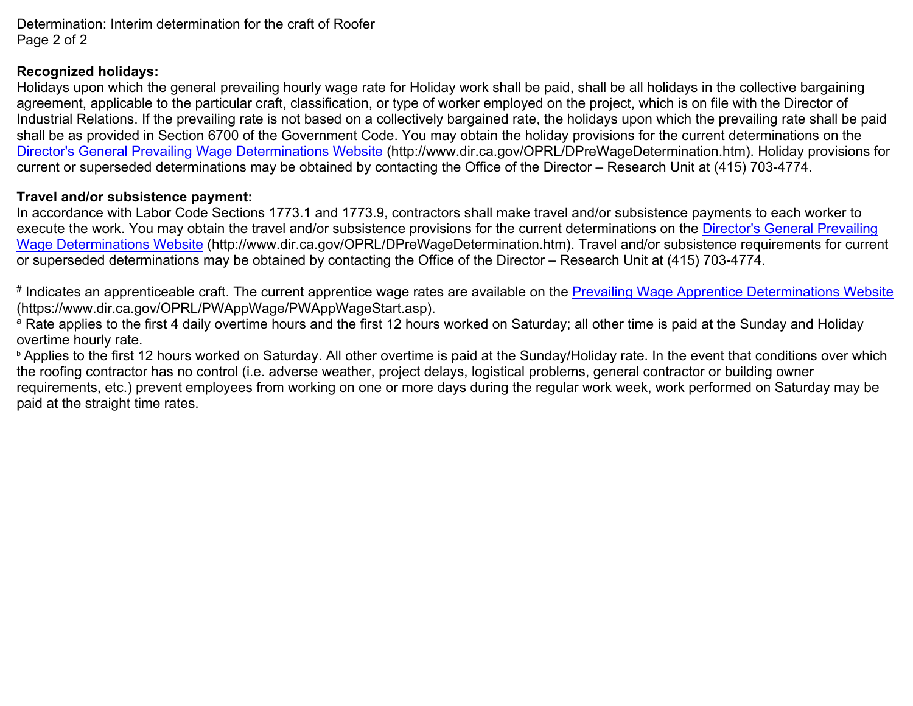**Recognized holidays:**

Holidays upon which the general prevailing hourly wage rate for Holiday work shall be paid, shall be all holidays in the collective bargaining agreement, applicable to the particular craft, classification, or type of worker employed on the project, which is on file with the Director of Industrial Relations. If the prevailing rate is not based on a collectively bargained rate, the holidays upon which the prevailing rate shall be paid shall be as provided in Section 6700 of the Government Code. You may obtain the holiday provisions for the current determinations on the Director's General Prevailing Wage Determinations Website (http://www.dir.ca.gov/OPRL/DPreWageDetermination.htm). Holiday provisions for current or superseded determinations may be obtained by contacting the Office of the Director – Research Unit at (415) 703-4774.

**Travel and/or subsistence payment:**

In accordance with Labor Code Sections 1773.1 and 1773.9, contractors shall make travel and/or subsistence payments to each worker to execute the work. You may obtain the travel and/or subsistence provisions for the current determinations on the Director's General Prevailing Wage Determinations Website (http://www.dir.ca.gov/OPRL/DPreWageDetermination.htm). Travel and/or subsistence requirements for current or superseded determinations may be obtained by contacting the Office of the Director – Research Unit at (415) 703-4774.

---

[#] Indicates an apprenticeable craft. The current apprentice wage rates are available on the Prevailing Wage Apprentice Determinations Website (https://www.dir.ca.gov/OPRL/PWAppWage/PWAppWageStart.asp).

[a] Rate applies to the first 4 daily overtime hours and the first 12 hours worked on Saturday; all other time is paid at the Sunday and Holiday overtime hourly rate.

[b] Applies to the first 12 hours worked on Saturday. All other overtime is paid at the Sunday/Holiday rate. In the event that conditions over which the roofing contractor has no control (i.e. adverse weather, project delays, logistical problems, general contractor or building owner requirements, etc.) prevent employees from working on one or more days during the regular work week, work performed on Saturday may be paid at the straight time rates.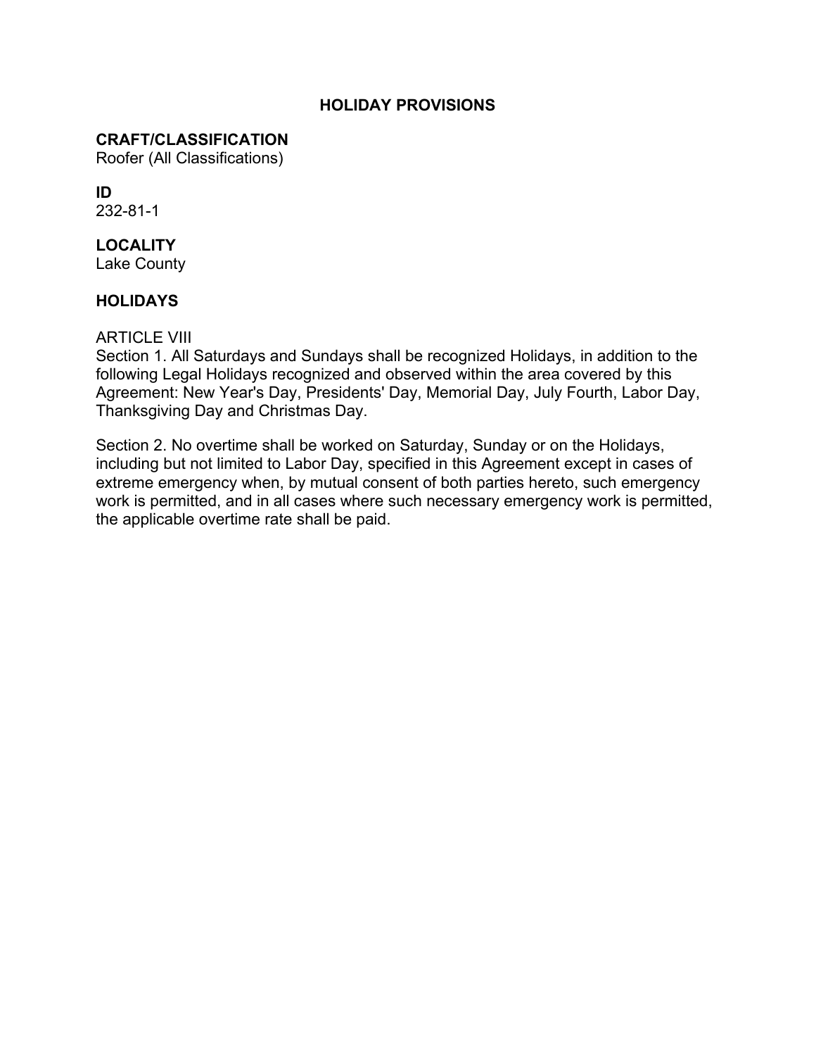# HOLIDAY PROVISIONS

## CRAFT/CLASSIFICATION
Roofer (All Classifications)

## ID
232-81-1

## LOCALITY
Lake County

## HOLIDAYS

ARTICLE VIII
Section 1. All Saturdays and Sundays shall be recognized Holidays, in addition to the following Legal Holidays recognized and observed within the area covered by this Agreement: New Year's Day, Presidents' Day, Memorial Day, July Fourth, Labor Day, Thanksgiving Day and Christmas Day.

Section 2. No overtime shall be worked on Saturday, Sunday or on the Holidays, including but not limited to Labor Day, specified in this Agreement except in cases of extreme emergency when, by mutual consent of both parties hereto, such emergency work is permitted, and in all cases where such necessary emergency work is permitted, the applicable overtime rate shall be paid.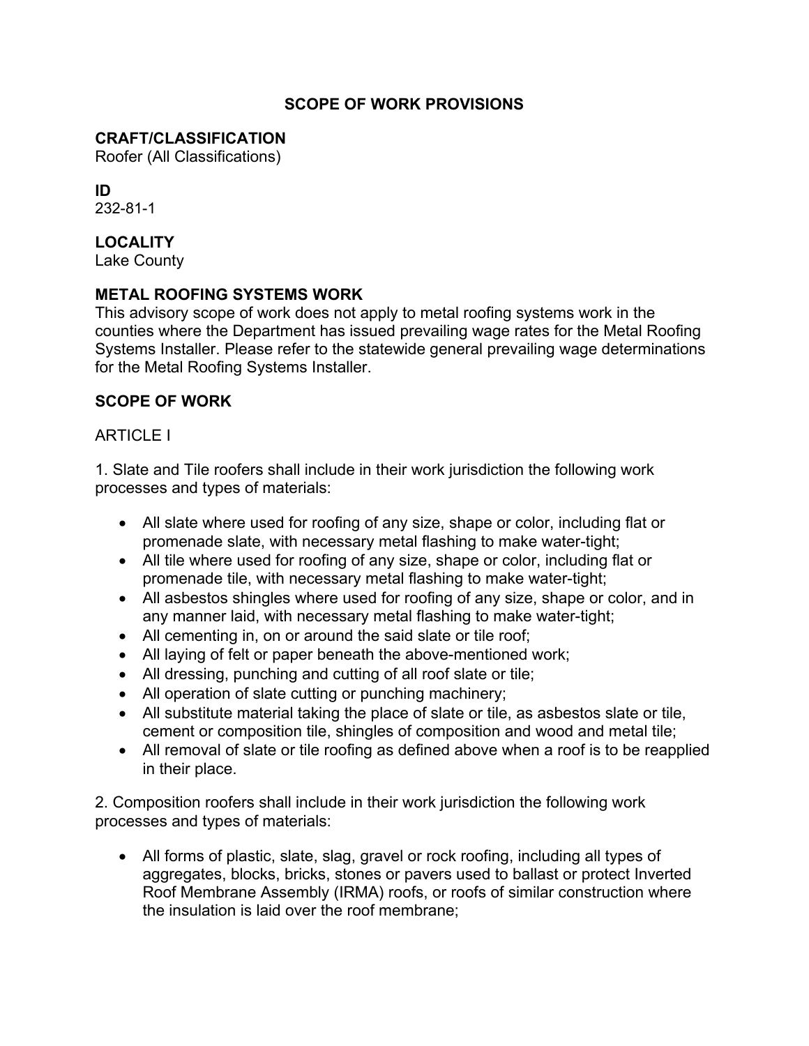## SCOPE OF WORK PROVISIONS

**CRAFT/CLASSIFICATION**
Roofer (All Classifications)

**ID**
232-81-1

**LOCALITY**
Lake County

**METAL ROOFING SYSTEMS WORK**
This advisory scope of work does not apply to metal roofing systems work in the counties where the Department has issued prevailing wage rates for the Metal Roofing Systems Installer. Please refer to the statewide general prevailing wage determinations for the Metal Roofing Systems Installer.

**SCOPE OF WORK**

ARTICLE I

1. Slate and Tile roofers shall include in their work jurisdiction the following work processes and types of materials:

- All slate where used for roofing of any size, shape or color, including flat or promenade slate, with necessary metal flashing to make water-tight;
- All tile where used for roofing of any size, shape or color, including flat or promenade tile, with necessary metal flashing to make water-tight;
- All asbestos shingles where used for roofing of any size, shape or color, and in any manner laid, with necessary metal flashing to make water-tight;
- All cementing in, on or around the said slate or tile roof;
- All laying of felt or paper beneath the above-mentioned work;
- All dressing, punching and cutting of all roof slate or tile;
- All operation of slate cutting or punching machinery;
- All substitute material taking the place of slate or tile, as asbestos slate or tile, cement or composition tile, shingles of composition and wood and metal tile;
- All removal of slate or tile roofing as defined above when a roof is to be reapplied in their place.

2. Composition roofers shall include in their work jurisdiction the following work processes and types of materials:

- All forms of plastic, slate, slag, gravel or rock roofing, including all types of aggregates, blocks, bricks, stones or pavers used to ballast or protect Inverted Roof Membrane Assembly (IRMA) roofs, or roofs of similar construction where the insulation is laid over the roof membrane;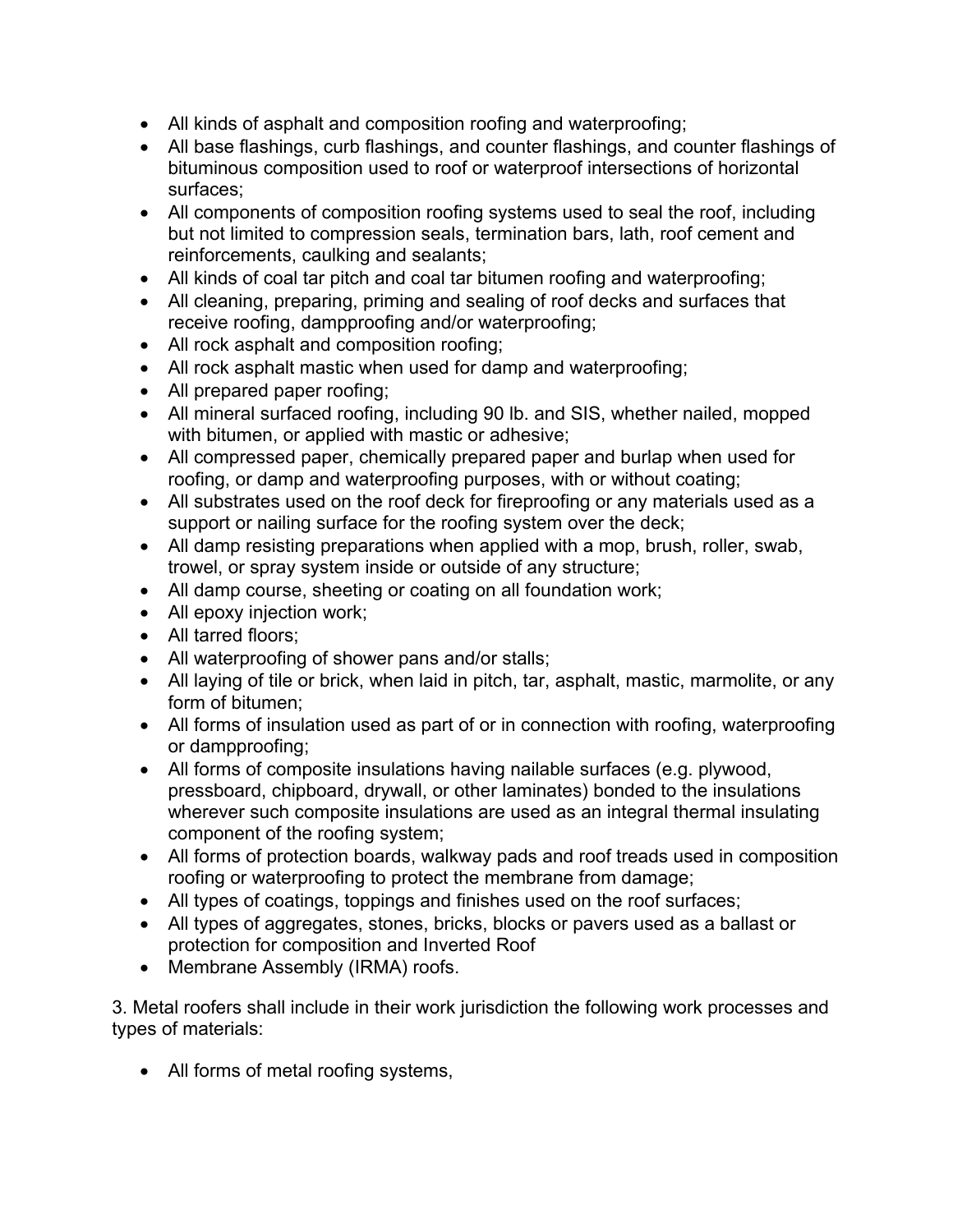- All kinds of asphalt and composition roofing and waterproofing;
- All base flashings, curb flashings, and counter flashings, and counter flashings of bituminous composition used to roof or waterproof intersections of horizontal surfaces;
- All components of composition roofing systems used to seal the roof, including but not limited to compression seals, termination bars, lath, roof cement and reinforcements, caulking and sealants;
- All kinds of coal tar pitch and coal tar bitumen roofing and waterproofing;
- All cleaning, preparing, priming and sealing of roof decks and surfaces that receive roofing, dampproofing and/or waterproofing;
- All rock asphalt and composition roofing;
- All rock asphalt mastic when used for damp and waterproofing;
- All prepared paper roofing;
- All mineral surfaced roofing, including 90 lb. and SIS, whether nailed, mopped with bitumen, or applied with mastic or adhesive;
- All compressed paper, chemically prepared paper and burlap when used for roofing, or damp and waterproofing purposes, with or without coating;
- All substrates used on the roof deck for fireproofing or any materials used as a support or nailing surface for the roofing system over the deck;
- All damp resisting preparations when applied with a mop, brush, roller, swab, trowel, or spray system inside or outside of any structure;
- All damp course, sheeting or coating on all foundation work;
- All epoxy injection work;
- All tarred floors;
- All waterproofing of shower pans and/or stalls;
- All laying of tile or brick, when laid in pitch, tar, asphalt, mastic, marmolite, or any form of bitumen;
- All forms of insulation used as part of or in connection with roofing, waterproofing or dampproofing;
- All forms of composite insulations having nailable surfaces (e.g. plywood, pressboard, chipboard, drywall, or other laminates) bonded to the insulations wherever such composite insulations are used as an integral thermal insulating component of the roofing system;
- All forms of protection boards, walkway pads and roof treads used in composition roofing or waterproofing to protect the membrane from damage;
- All types of coatings, toppings and finishes used on the roof surfaces;
- All types of aggregates, stones, bricks, blocks or pavers used as a ballast or protection for composition and Inverted Roof
- Membrane Assembly (IRMA) roofs.

3. Metal roofers shall include in their work jurisdiction the following work processes and types of materials:

- All forms of metal roofing systems,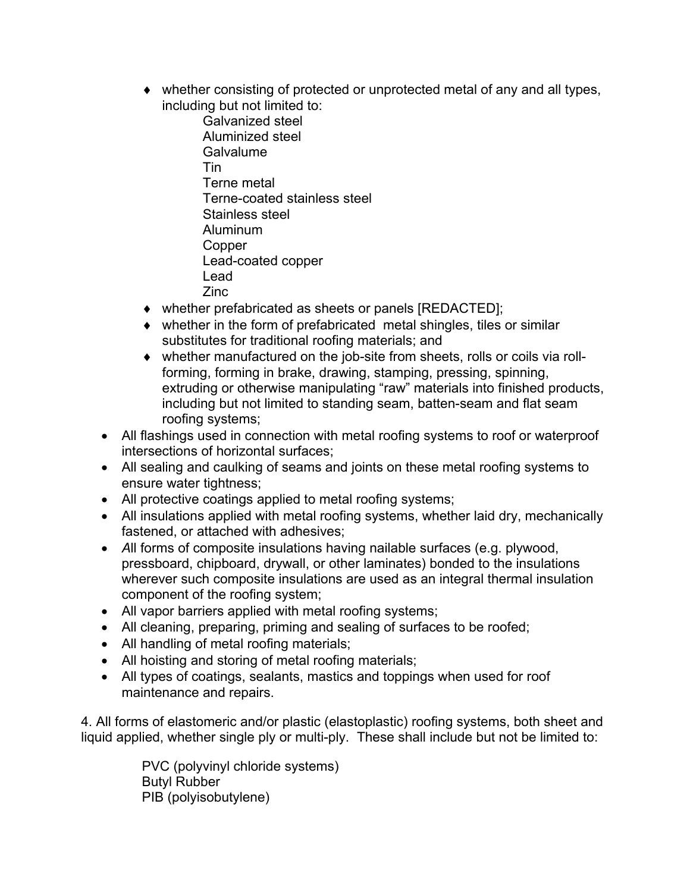- whether consisting of protected or unprotected metal of any and all types, including but not limited to:
  - Galvanized steel
  - Aluminized steel
  - Galvalume
  - Tin
  - Terne metal
  - Terne-coated stainless steel
  - Stainless steel
  - Aluminum
  - Copper
  - Lead-coated copper
  - Lead
  - Zinc
- whether prefabricated as sheets or panels [REDACTED];
- whether in the form of prefabricated metal shingles, tiles or similar substitutes for traditional roofing materials; and
- whether manufactured on the job-site from sheets, rolls or coils via roll-forming, forming in brake, drawing, stamping, pressing, spinning, extruding or otherwise manipulating "raw" materials into finished products, including but not limited to standing seam, batten-seam and flat seam roofing systems;

- All flashings used in connection with metal roofing systems to roof or waterproof intersections of horizontal surfaces;
- All sealing and caulking of seams and joints on these metal roofing systems to ensure water tightness;
- All protective coatings applied to metal roofing systems;
- All insulations applied with metal roofing systems, whether laid dry, mechanically fastened, or attached with adhesives;
- *A*ll forms of composite insulations having nailable surfaces (e.g. plywood, pressboard, chipboard, drywall, or other laminates) bonded to the insulations wherever such composite insulations are used as an integral thermal insulation component of the roofing system;
- All vapor barriers applied with metal roofing systems;
- All cleaning, preparing, priming and sealing of surfaces to be roofed;
- All handling of metal roofing materials;
- All hoisting and storing of metal roofing materials;
- All types of coatings, sealants, mastics and toppings when used for roof maintenance and repairs.

4. All forms of elastomeric and/or plastic (elastoplastic) roofing systems, both sheet and liquid applied, whether single ply or multi-ply. These shall include but not be limited to:

PVC (polyvinyl chloride systems)
Butyl Rubber
PIB (polyisobutylene)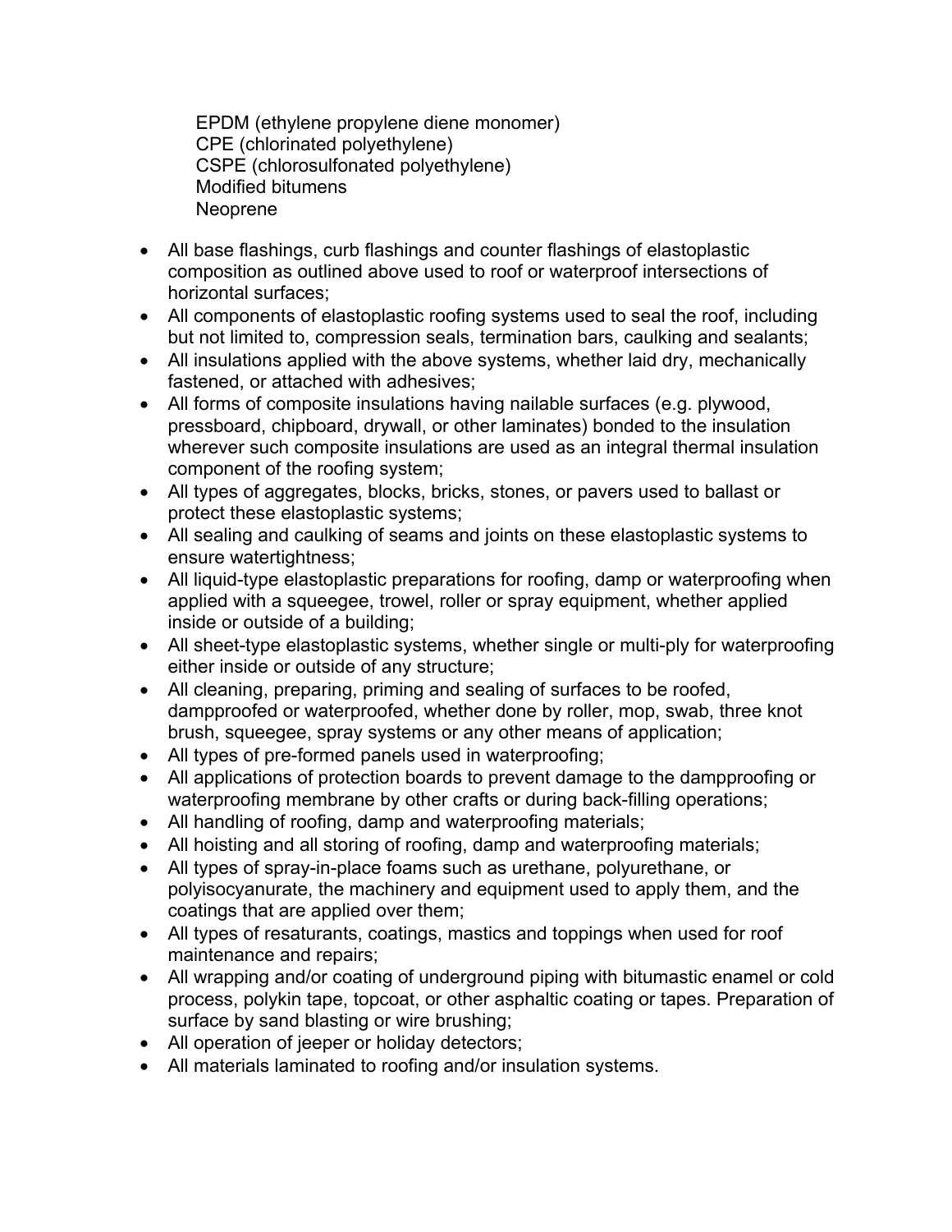EPDM (ethylene propylene diene monomer)
CPE (chlorinated polyethylene)
CSPE (chlorosulfonated polyethylene)
Modified bitumens
Neoprene

- All base flashings, curb flashings and counter flashings of elastoplastic composition as outlined above used to roof or waterproof intersections of horizontal surfaces;
- All components of elastoplastic roofing systems used to seal the roof, including but not limited to, compression seals, termination bars, caulking and sealants;
- All insulations applied with the above systems, whether laid dry, mechanically fastened, or attached with adhesives;
- All forms of composite insulations having nailable surfaces (e.g. plywood, pressboard, chipboard, drywall, or other laminates) bonded to the insulation wherever such composite insulations are used as an integral thermal insulation component of the roofing system;
- All types of aggregates, blocks, bricks, stones, or pavers used to ballast or protect these elastoplastic systems;
- All sealing and caulking of seams and joints on these elastoplastic systems to ensure watertightness;
- All liquid-type elastoplastic preparations for roofing, damp or waterproofing when applied with a squeegee, trowel, roller or spray equipment, whether applied inside or outside of a building;
- All sheet-type elastoplastic systems, whether single or multi-ply for waterproofing either inside or outside of any structure;
- All cleaning, preparing, priming and sealing of surfaces to be roofed, dampproofed or waterproofed, whether done by roller, mop, swab, three knot brush, squeegee, spray systems or any other means of application;
- All types of pre-formed panels used in waterproofing;
- All applications of protection boards to prevent damage to the dampproofing or waterproofing membrane by other crafts or during back-filling operations;
- All handling of roofing, damp and waterproofing materials;
- All hoisting and all storing of roofing, damp and waterproofing materials;
- All types of spray-in-place foams such as urethane, polyurethane, or polyisocyanurate, the machinery and equipment used to apply them, and the coatings that are applied over them;
- All types of resaturants, coatings, mastics and toppings when used for roof maintenance and repairs;
- All wrapping and/or coating of underground piping with bitumastic enamel or cold process, polykin tape, topcoat, or other asphaltic coating or tapes. Preparation of surface by sand blasting or wire brushing;
- All operation of jeeper or holiday detectors;
- All materials laminated to roofing and/or insulation systems.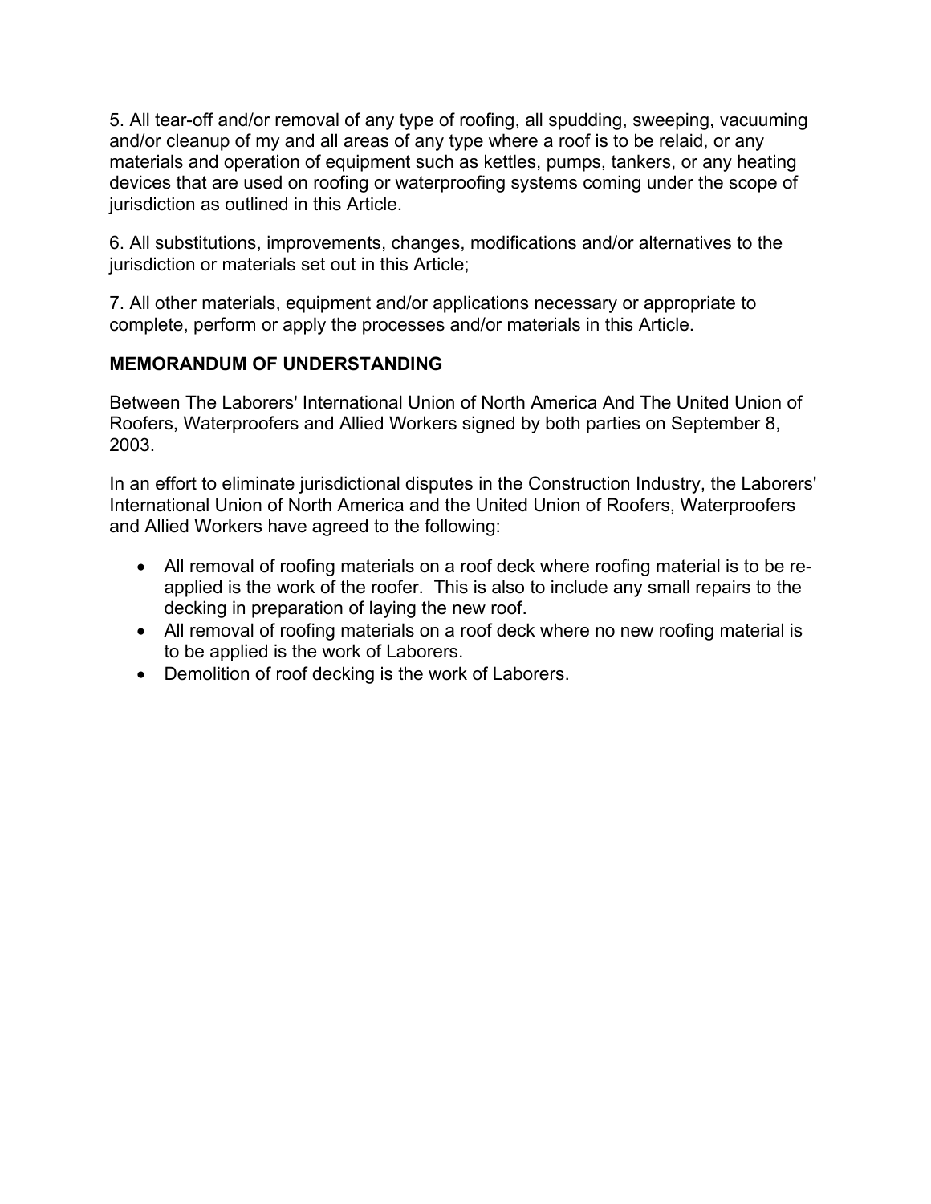5. All tear-off and/or removal of any type of roofing, all spudding, sweeping, vacuuming and/or cleanup of my and all areas of any type where a roof is to be relaid, or any materials and operation of equipment such as kettles, pumps, tankers, or any heating devices that are used on roofing or waterproofing systems coming under the scope of jurisdiction as outlined in this Article.

6. All substitutions, improvements, changes, modifications and/or alternatives to the jurisdiction or materials set out in this Article;

7. All other materials, equipment and/or applications necessary or appropriate to complete, perform or apply the processes and/or materials in this Article.

**MEMORANDUM OF UNDERSTANDING**

Between The Laborers' International Union of North America And The United Union of Roofers, Waterproofers and Allied Workers signed by both parties on September 8, 2003.

In an effort to eliminate jurisdictional disputes in the Construction Industry, the Laborers' International Union of North America and the United Union of Roofers, Waterproofers and Allied Workers have agreed to the following:

- All removal of roofing materials on a roof deck where roofing material is to be re-applied is the work of the roofer. This is also to include any small repairs to the decking in preparation of laying the new roof.
- All removal of roofing materials on a roof deck where no new roofing material is to be applied is the work of Laborers.
- Demolition of roof decking is the work of Laborers.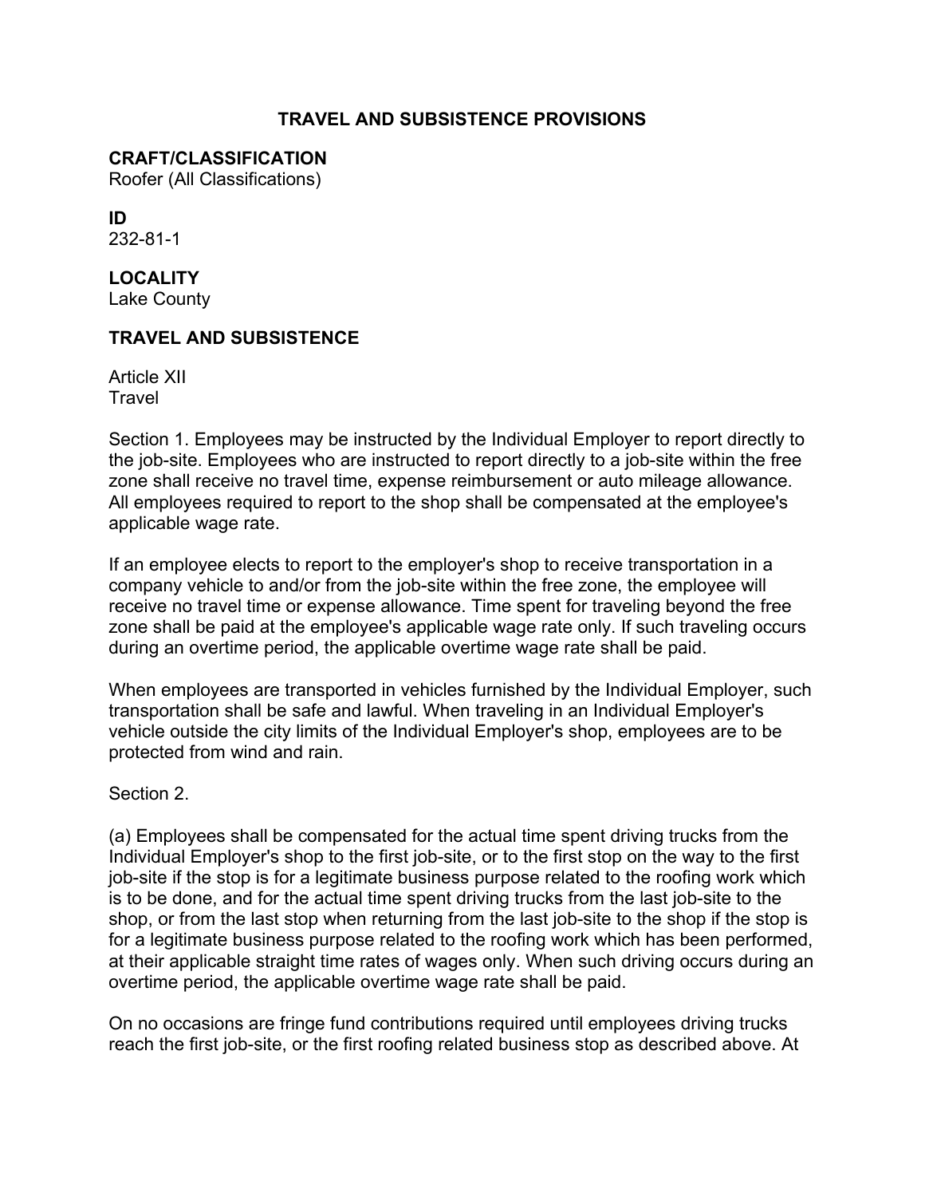# TRAVEL AND SUBSISTENCE PROVISIONS

**CRAFT/CLASSIFICATION**
Roofer (All Classifications)

**ID**
232-81-1

**LOCALITY**
Lake County

**TRAVEL AND SUBSISTENCE**

Article XII
Travel

Section 1. Employees may be instructed by the Individual Employer to report directly to the job-site. Employees who are instructed to report directly to a job-site within the free zone shall receive no travel time, expense reimbursement or auto mileage allowance. All employees required to report to the shop shall be compensated at the employee's applicable wage rate.

If an employee elects to report to the employer's shop to receive transportation in a company vehicle to and/or from the job-site within the free zone, the employee will receive no travel time or expense allowance. Time spent for traveling beyond the free zone shall be paid at the employee's applicable wage rate only. If such traveling occurs during an overtime period, the applicable overtime wage rate shall be paid.

When employees are transported in vehicles furnished by the Individual Employer, such transportation shall be safe and lawful. When traveling in an Individual Employer's vehicle outside the city limits of the Individual Employer's shop, employees are to be protected from wind and rain.

Section 2.

(a) Employees shall be compensated for the actual time spent driving trucks from the Individual Employer's shop to the first job-site, or to the first stop on the way to the first job-site if the stop is for a legitimate business purpose related to the roofing work which is to be done, and for the actual time spent driving trucks from the last job-site to the shop, or from the last stop when returning from the last job-site to the shop if the stop is for a legitimate business purpose related to the roofing work which has been performed, at their applicable straight time rates of wages only. When such driving occurs during an overtime period, the applicable overtime wage rate shall be paid.

On no occasions are fringe fund contributions required until employees driving trucks reach the first job-site, or the first roofing related business stop as described above. At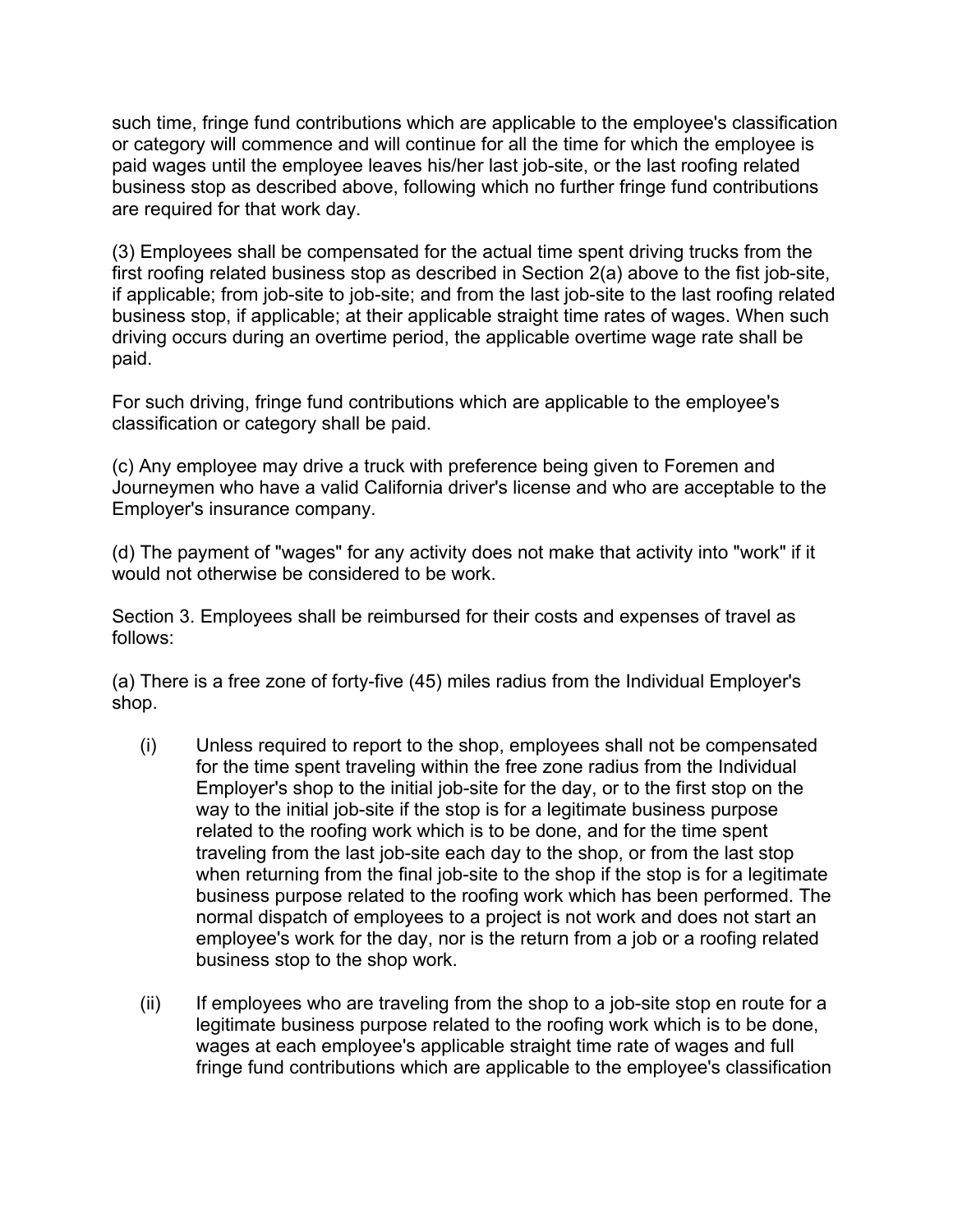such time, fringe fund contributions which are applicable to the employee's classification or category will commence and will continue for all the time for which the employee is paid wages until the employee leaves his/her last job-site, or the last roofing related business stop as described above, following which no further fringe fund contributions are required for that work day.

(3) Employees shall be compensated for the actual time spent driving trucks from the first roofing related business stop as described in Section 2(a) above to the fist job-site, if applicable; from job-site to job-site; and from the last job-site to the last roofing related business stop, if applicable; at their applicable straight time rates of wages. When such driving occurs during an overtime period, the applicable overtime wage rate shall be paid.

For such driving, fringe fund contributions which are applicable to the employee's classification or category shall be paid.

(c) Any employee may drive a truck with preference being given to Foremen and Journeymen who have a valid California driver's license and who are acceptable to the Employer's insurance company.

(d) The payment of "wages" for any activity does not make that activity into "work" if it would not otherwise be considered to be work.

Section 3. Employees shall be reimbursed for their costs and expenses of travel as follows:

(a) There is a free zone of forty-five (45) miles radius from the Individual Employer's shop.

(i) Unless required to report to the shop, employees shall not be compensated for the time spent traveling within the free zone radius from the Individual Employer's shop to the initial job-site for the day, or to the first stop on the way to the initial job-site if the stop is for a legitimate business purpose related to the roofing work which is to be done, and for the time spent traveling from the last job-site each day to the shop, or from the last stop when returning from the final job-site to the shop if the stop is for a legitimate business purpose related to the roofing work which has been performed. The normal dispatch of employees to a project is not work and does not start an employee's work for the day, nor is the return from a job or a roofing related business stop to the shop work.

(ii) If employees who are traveling from the shop to a job-site stop en route for a legitimate business purpose related to the roofing work which is to be done, wages at each employee's applicable straight time rate of wages and full fringe fund contributions which are applicable to the employee's classification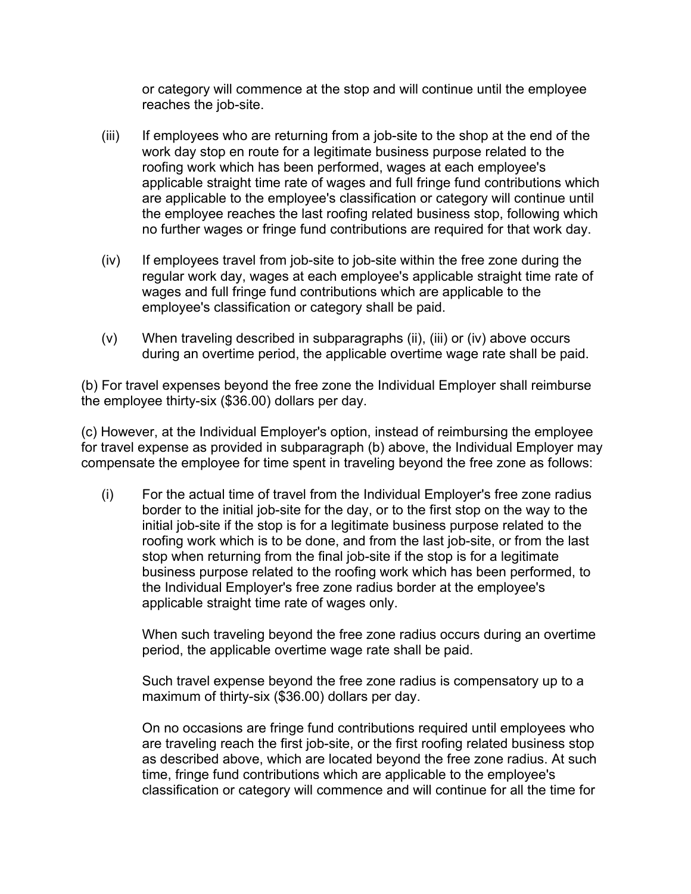or category will commence at the stop and will continue until the employee reaches the job-site.

(iii) If employees who are returning from a job-site to the shop at the end of the work day stop en route for a legitimate business purpose related to the roofing work which has been performed, wages at each employee's applicable straight time rate of wages and full fringe fund contributions which are applicable to the employee's classification or category will continue until the employee reaches the last roofing related business stop, following which no further wages or fringe fund contributions are required for that work day.

(iv) If employees travel from job-site to job-site within the free zone during the regular work day, wages at each employee's applicable straight time rate of wages and full fringe fund contributions which are applicable to the employee's classification or category shall be paid.

(v) When traveling described in subparagraphs (ii), (iii) or (iv) above occurs during an overtime period, the applicable overtime wage rate shall be paid.

(b) For travel expenses beyond the free zone the Individual Employer shall reimburse the employee thirty-six ($36.00) dollars per day.

(c) However, at the Individual Employer's option, instead of reimbursing the employee for travel expense as provided in subparagraph (b) above, the Individual Employer may compensate the employee for time spent in traveling beyond the free zone as follows:

(i) For the actual time of travel from the Individual Employer's free zone radius border to the initial job-site for the day, or to the first stop on the way to the initial job-site if the stop is for a legitimate business purpose related to the roofing work which is to be done, and from the last job-site, or from the last stop when returning from the final job-site if the stop is for a legitimate business purpose related to the roofing work which has been performed, to the Individual Employer's free zone radius border at the employee's applicable straight time rate of wages only.

When such traveling beyond the free zone radius occurs during an overtime period, the applicable overtime wage rate shall be paid.

Such travel expense beyond the free zone radius is compensatory up to a maximum of thirty-six ($36.00) dollars per day.

On no occasions are fringe fund contributions required until employees who are traveling reach the first job-site, or the first roofing related business stop as described above, which are located beyond the free zone radius. At such time, fringe fund contributions which are applicable to the employee's classification or category will commence and will continue for all the time for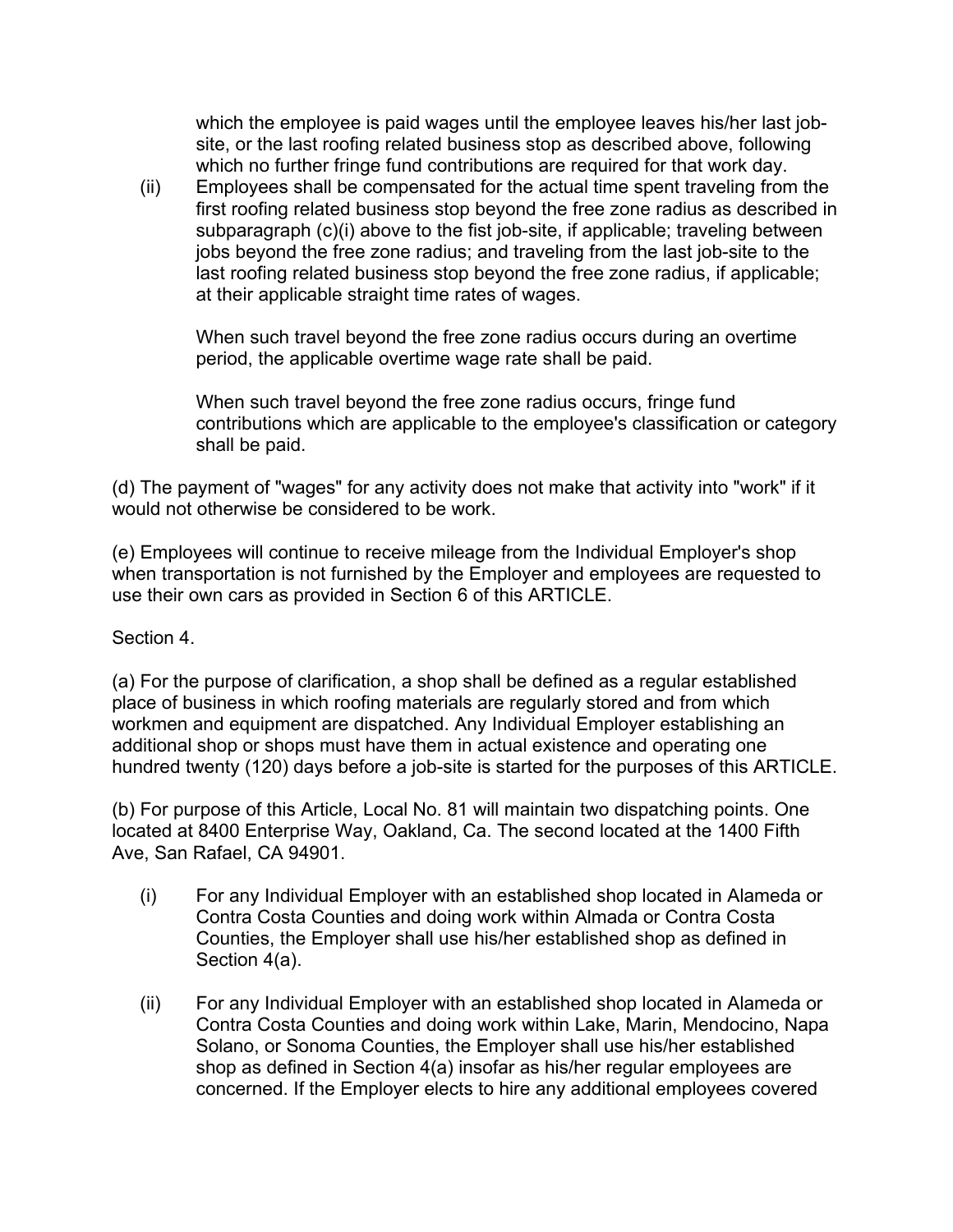which the employee is paid wages until the employee leaves his/her last job-site, or the last roofing related business stop as described above, following which no further fringe fund contributions are required for that work day.

(ii) Employees shall be compensated for the actual time spent traveling from the first roofing related business stop beyond the free zone radius as described in subparagraph (c)(i) above to the fist job-site, if applicable; traveling between jobs beyond the free zone radius; and traveling from the last job-site to the last roofing related business stop beyond the free zone radius, if applicable; at their applicable straight time rates of wages.

When such travel beyond the free zone radius occurs during an overtime period, the applicable overtime wage rate shall be paid.

When such travel beyond the free zone radius occurs, fringe fund contributions which are applicable to the employee's classification or category shall be paid.

(d) The payment of "wages" for any activity does not make that activity into "work" if it would not otherwise be considered to be work.

(e) Employees will continue to receive mileage from the Individual Employer's shop when transportation is not furnished by the Employer and employees are requested to use their own cars as provided in Section 6 of this ARTICLE.

Section 4.

(a) For the purpose of clarification, a shop shall be defined as a regular established place of business in which roofing materials are regularly stored and from which workmen and equipment are dispatched. Any Individual Employer establishing an additional shop or shops must have them in actual existence and operating one hundred twenty (120) days before a job-site is started for the purposes of this ARTICLE.

(b) For purpose of this Article, Local No. 81 will maintain two dispatching points. One located at 8400 Enterprise Way, Oakland, Ca. The second located at the 1400 Fifth Ave, San Rafael, CA 94901.

(i) For any Individual Employer with an established shop located in Alameda or Contra Costa Counties and doing work within Almada or Contra Costa Counties, the Employer shall use his/her established shop as defined in Section 4(a).

(ii) For any Individual Employer with an established shop located in Alameda or Contra Costa Counties and doing work within Lake, Marin, Mendocino, Napa Solano, or Sonoma Counties, the Employer shall use his/her established shop as defined in Section 4(a) insofar as his/her regular employees are concerned. If the Employer elects to hire any additional employees covered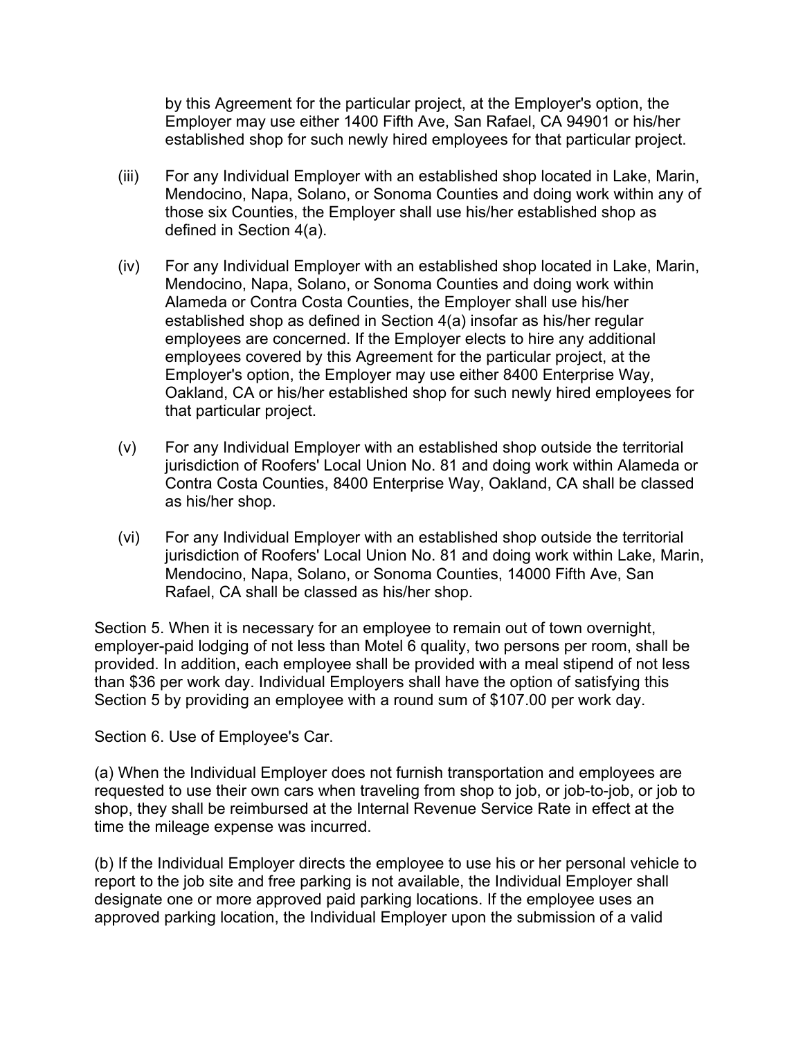by this Agreement for the particular project, at the Employer's option, the Employer may use either 1400 Fifth Ave, San Rafael, CA 94901 or his/her established shop for such newly hired employees for that particular project.

(iii) For any Individual Employer with an established shop located in Lake, Marin, Mendocino, Napa, Solano, or Sonoma Counties and doing work within any of those six Counties, the Employer shall use his/her established shop as defined in Section 4(a).

(iv) For any Individual Employer with an established shop located in Lake, Marin, Mendocino, Napa, Solano, or Sonoma Counties and doing work within Alameda or Contra Costa Counties, the Employer shall use his/her established shop as defined in Section 4(a) insofar as his/her regular employees are concerned. If the Employer elects to hire any additional employees covered by this Agreement for the particular project, at the Employer's option, the Employer may use either 8400 Enterprise Way, Oakland, CA or his/her established shop for such newly hired employees for that particular project.

(v) For any Individual Employer with an established shop outside the territorial jurisdiction of Roofers' Local Union No. 81 and doing work within Alameda or Contra Costa Counties, 8400 Enterprise Way, Oakland, CA shall be classed as his/her shop.

(vi) For any Individual Employer with an established shop outside the territorial jurisdiction of Roofers' Local Union No. 81 and doing work within Lake, Marin, Mendocino, Napa, Solano, or Sonoma Counties, 14000 Fifth Ave, San Rafael, CA shall be classed as his/her shop.

Section 5. When it is necessary for an employee to remain out of town overnight, employer-paid lodging of not less than Motel 6 quality, two persons per room, shall be provided. In addition, each employee shall be provided with a meal stipend of not less than $36 per work day. Individual Employers shall have the option of satisfying this Section 5 by providing an employee with a round sum of $107.00 per work day.

Section 6. Use of Employee's Car.

(a) When the Individual Employer does not furnish transportation and employees are requested to use their own cars when traveling from shop to job, or job-to-job, or job to shop, they shall be reimbursed at the Internal Revenue Service Rate in effect at the time the mileage expense was incurred.

(b) If the Individual Employer directs the employee to use his or her personal vehicle to report to the job site and free parking is not available, the Individual Employer shall designate one or more approved paid parking locations. If the employee uses an approved parking location, the Individual Employer upon the submission of a valid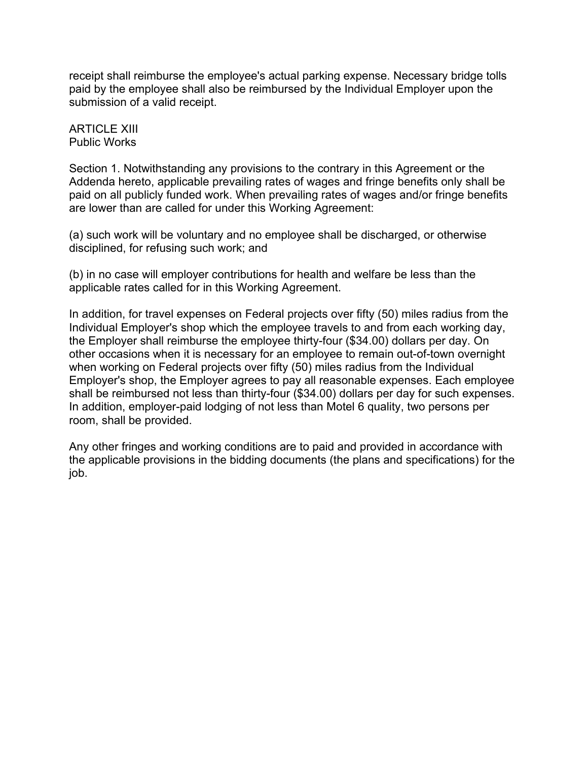receipt shall reimburse the employee's actual parking expense. Necessary bridge tolls paid by the employee shall also be reimbursed by the Individual Employer upon the submission of a valid receipt.

## ARTICLE XIII
Public Works

Section 1. Notwithstanding any provisions to the contrary in this Agreement or the Addenda hereto, applicable prevailing rates of wages and fringe benefits only shall be paid on all publicly funded work. When prevailing rates of wages and/or fringe benefits are lower than are called for under this Working Agreement:

(a) such work will be voluntary and no employee shall be discharged, or otherwise disciplined, for refusing such work; and

(b) in no case will employer contributions for health and welfare be less than the applicable rates called for in this Working Agreement.

In addition, for travel expenses on Federal projects over fifty (50) miles radius from the Individual Employer's shop which the employee travels to and from each working day, the Employer shall reimburse the employee thirty-four ($34.00) dollars per day. On other occasions when it is necessary for an employee to remain out-of-town overnight when working on Federal projects over fifty (50) miles radius from the Individual Employer's shop, the Employer agrees to pay all reasonable expenses. Each employee shall be reimbursed not less than thirty-four ($34.00) dollars per day for such expenses. In addition, employer-paid lodging of not less than Motel 6 quality, two persons per room, shall be provided.

Any other fringes and working conditions are to paid and provided in accordance with the applicable provisions in the bidding documents (the plans and specifications) for the job.